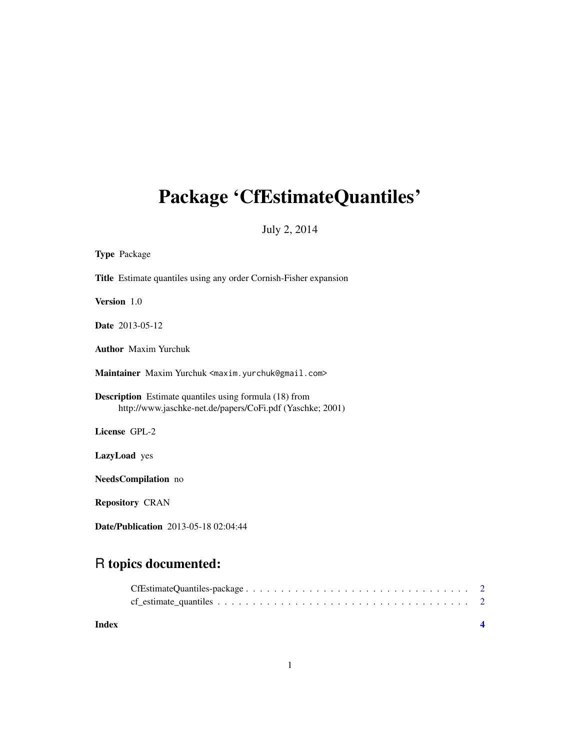# Package 'CfEstimateQuantiles'

July 2, 2014

**Type** Package

**Title** Estimate quantiles using any order Cornish-Fisher expansion

**Version** 1.0

**Date** 2013-05-12

**Author** Maxim Yurchuk

**Maintainer** Maxim Yurchuk <maxim.yurchuk@gmail.com>

**Description** Estimate quantiles using formula (18) from http://www.jaschke-net.de/papers/CoFi.pdf (Yaschke; 2001)

**License** GPL-2

**LazyLoad** yes

**NeedsCompilation** no

**Repository** CRAN

**Date/Publication** 2013-05-18 02:04:44

## R topics documented:

- CfEstimateQuantiles-package . . . . . . . . . . . . . . . . . . . . . . . . . . . . . . . 2
- cf_estimate_quantiles . . . . . . . . . . . . . . . . . . . . . . . . . . . . . . . . . . . 2

**Index** 4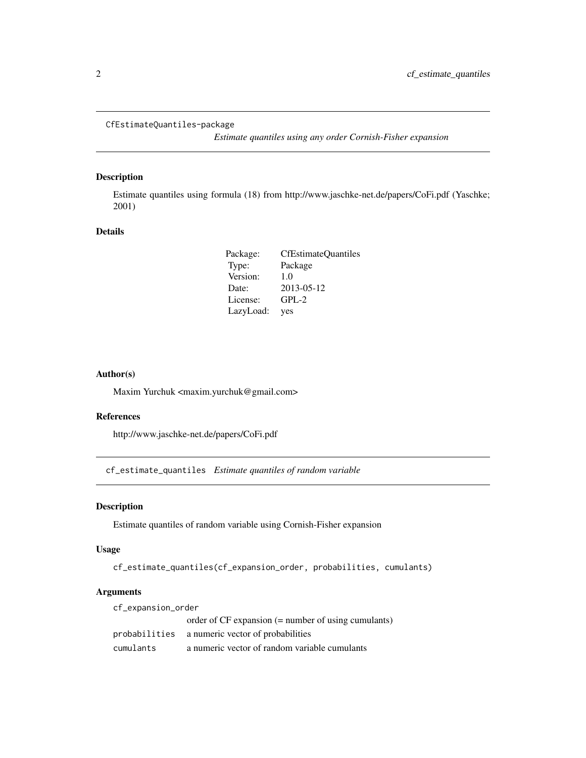## CfEstimateQuantiles-package

*Estimate quantiles using any order Cornish-Fisher expansion*

### Description

Estimate quantiles using formula (18) from http://www.jaschke-net.de/papers/CoFi.pdf (Yaschke; 2001)

### Details

| | |
|---|---|
| Package: | CfEstimateQuantiles |
| Type: | Package |
| Version: | 1.0 |
| Date: | 2013-05-12 |
| License: | GPL-2 |
| LazyLoad: | yes |

### Author(s)

Maxim Yurchuk <maxim.yurchuk@gmail.com>

### References

http://www.jaschke-net.de/papers/CoFi.pdf

## cf_estimate_quantiles

*Estimate quantiles of random variable*

### Description

Estimate quantiles of random variable using Cornish-Fisher expansion

### Usage

```
cf_estimate_quantiles(cf_expansion_order, probabilities, cumulants)
```

### Arguments

| | |
|---|---|
| `cf_expansion_order` | order of CF expansion (= number of using cumulants) |
| `probabilities` | a numeric vector of probabilities |
| `cumulants` | a numeric vector of random variable cumulants |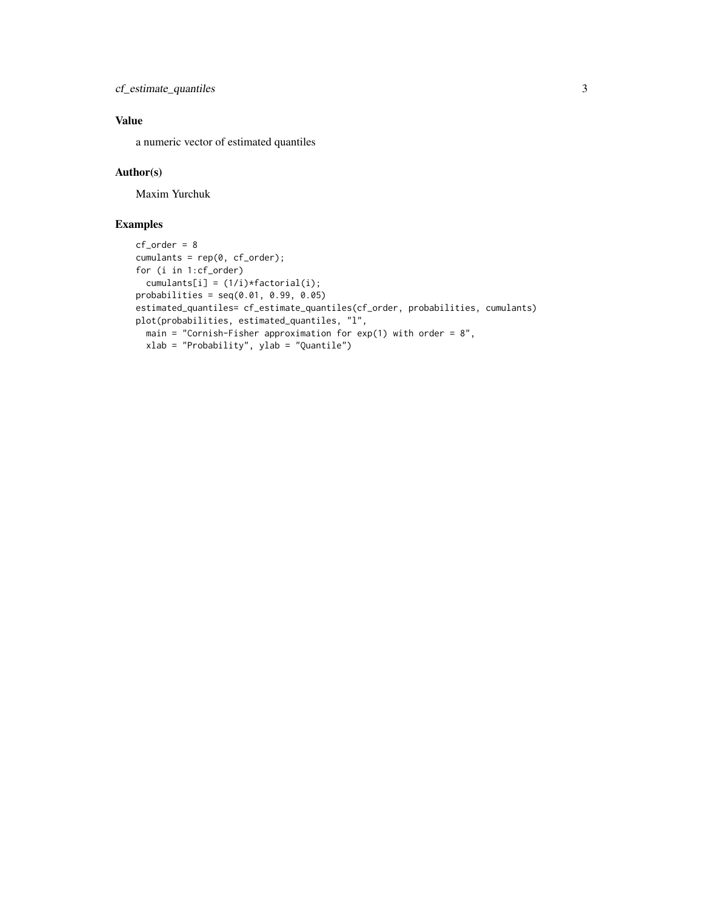## Value

a numeric vector of estimated quantiles

## Author(s)

Maxim Yurchuk

## Examples

```
cf_order = 8
cumulants = rep(0, cf_order);
for (i in 1:cf_order)
  cumulants[i] = (1/i)*factorial(i);
probabilities = seq(0.01, 0.99, 0.05)
estimated_quantiles= cf_estimate_quantiles(cf_order, probabilities, cumulants)
plot(probabilities, estimated_quantiles, "l",
  main = "Cornish-Fisher approximation for exp(1) with order = 8",
  xlab = "Probability", ylab = "Quantile")
```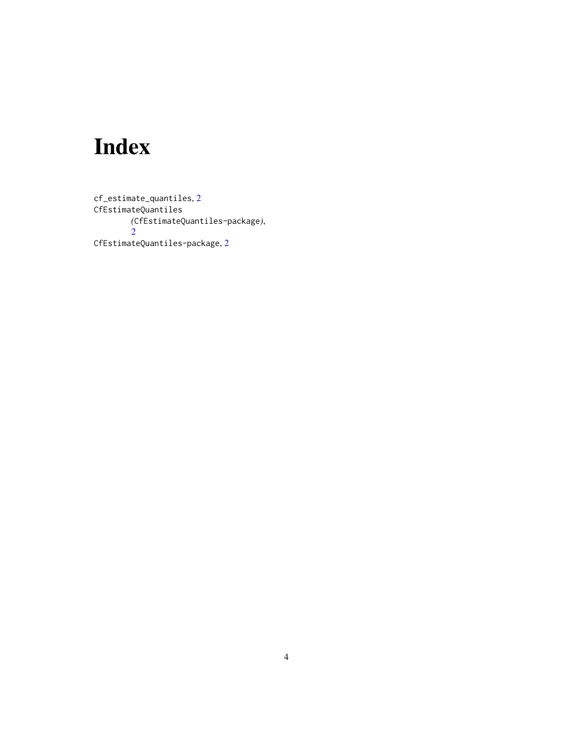# Index

cf_estimate_quantiles, 2
CfEstimateQuantiles
    (CfEstimateQuantiles-package),
    2
CfEstimateQuantiles-package, 2